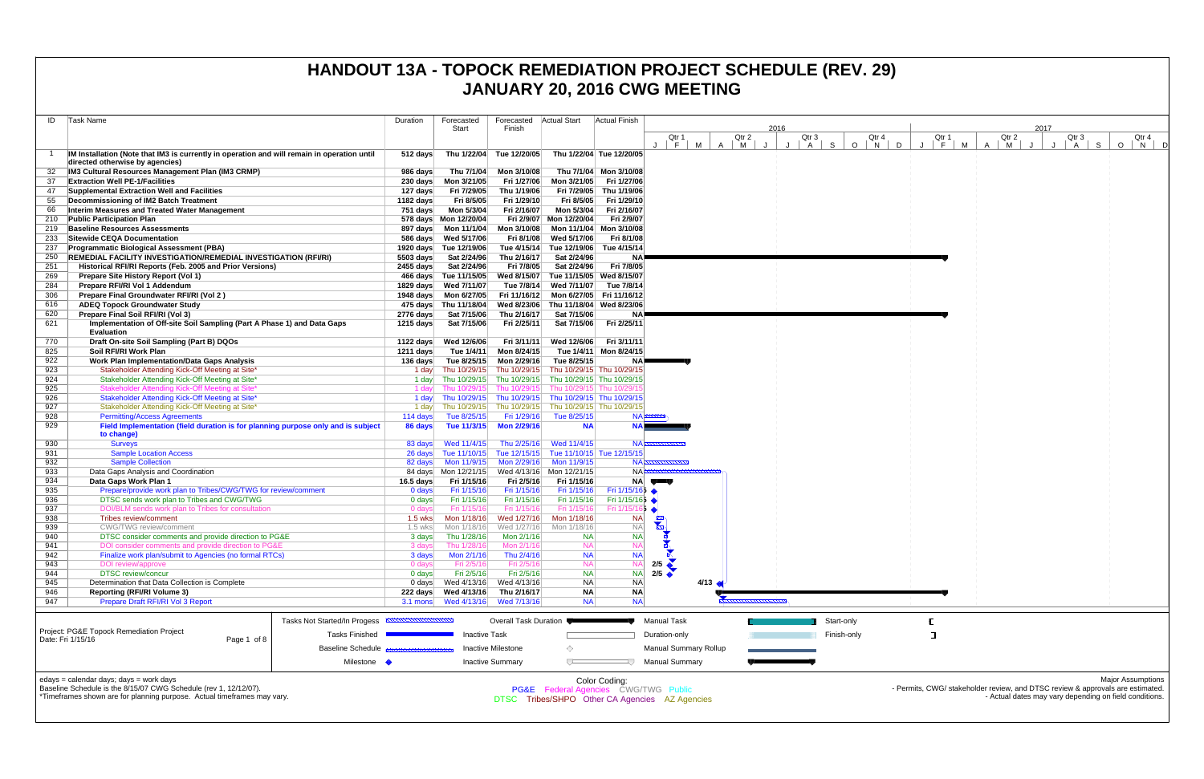# HANDOUT 13A - TOPOCK REMEDIATION PROJECT SCHEDULE (REV. 29)
# JANUARY 20, 2016 CWG MEETING

| ID | Task Name | Duration | Forecasted Start | Forecasted Finish | Actual Start | Actual Finish |
|---|---|---|---|---|---|---|
| 1 | **IM Installation (Note that IM3 is currently in operation and will remain in operation until directed otherwise by agencies)** | **512 days** | **Thu 1/22/04** | **Tue 12/20/05** | **Thu 1/22/04** | **Tue 12/20/05** |
| 32 | **IM3 Cultural Resources Management Plan (IM3 CRMP)** | **986 days** | **Thu 7/1/04** | **Mon 3/10/08** | **Thu 7/1/04** | **Mon 3/10/08** |
| 37 | **Extraction Well PE-1/Facilities** | **230 days** | **Mon 3/21/05** | **Fri 1/27/06** | **Mon 3/21/05** | **Fri 1/27/06** |
| 47 | **Supplemental Extraction Well and Facilities** | **127 days** | **Fri 7/29/05** | **Thu 1/19/06** | **Fri 7/29/05** | **Thu 1/19/06** |
| 55 | **Decommissioning of IM2 Batch Treatment** | **1182 days** | **Fri 8/5/05** | **Fri 1/29/10** | **Fri 8/5/05** | **Fri 1/29/10** |
| 66 | **Interim Measures and Treated Water Management** | **751 days** | **Mon 5/3/04** | **Fri 2/16/07** | **Mon 5/3/04** | **Fri 2/16/07** |
| 210 | **Public Participation Plan** | **578 days** | **Mon 12/20/04** | **Fri 2/9/07** | **Mon 12/20/04** | **Fri 2/9/07** |
| 219 | **Baseline Resources Assessments** | **897 days** | **Mon 11/1/04** | **Mon 3/10/08** | **Mon 11/1/04** | **Mon 3/10/08** |
| 233 | **Sitewide CEQA Documentation** | **586 days** | **Wed 5/17/06** | **Fri 8/1/08** | **Wed 5/17/06** | **Fri 8/1/08** |
| 237 | **Programmatic Biological Assessment (PBA)** | **1920 days** | **Tue 12/19/06** | **Tue 4/15/14** | **Tue 12/19/06** | **Tue 4/15/14** |
| 250 | **REMEDIAL FACILITY INVESTIGATION/REMEDIAL INVESTIGATION (RFI/RI)** | **5503 days** | **Sat 2/24/96** | **Thu 2/16/17** | **Sat 2/24/96** | **NA** |
| 251 | **Historical RFI/RI Reports (Feb. 2005 and Prior Versions)** | **2455 days** | **Sat 2/24/96** | **Fri 7/8/05** | **Sat 2/24/96** | **Fri 7/8/05** |
| 269 | **Prepare Site History Report (Vol 1)** | **466 days** | **Tue 11/15/05** | **Wed 8/15/07** | **Tue 11/15/05** | **Wed 8/15/07** |
| 284 | **Prepare RFI/RI Vol 1 Addendum** | **1829 days** | **Wed 7/11/07** | **Tue 7/8/14** | **Wed 7/11/07** | **Tue 7/8/14** |
| 306 | **Prepare Final Groundwater RFI/RI (Vol 2 )** | **1948 days** | **Mon 6/27/05** | **Fri 11/16/12** | **Mon 6/27/05** | **Fri 11/16/12** |
| 616 | **ADEQ Topock Groundwater Study** | **475 days** | **Thu 11/18/04** | **Wed 8/23/06** | **Thu 11/18/04** | **Wed 8/23/06** |
| 620 | **Prepare Final Soil RFI/RI (Vol 3)** | **2776 days** | **Sat 7/15/06** | **Thu 2/16/17** | **Sat 7/15/06** | **NA** |
| 621 | **Implementation of Off-site Soil Sampling (Part A Phase 1) and Data Gaps Evaluation** | **1215 days** | **Sat 7/15/06** | **Fri 2/25/11** | **Sat 7/15/06** | **Fri 2/25/11** |
| 770 | **Draft On-site Soil Sampling (Part B) DQOs** | **1122 days** | **Wed 12/6/06** | **Fri 3/11/11** | **Wed 12/6/06** | **Fri 3/11/11** |
| 825 | **Soil RFI/RI Work Plan** | **1211 days** | **Tue 1/4/11** | **Mon 8/24/15** | **Tue 1/4/11** | **Mon 8/24/15** |
| 922 | **Work Plan Implementation/Data Gaps Analysis** | **136 days** | **Tue 8/25/15** | **Mon 2/29/16** | **Tue 8/25/15** | **NA** |
| 923 | Stakeholder Attending Kick-Off Meeting at Site* | 1 day | Thu 10/29/15 | Thu 10/29/15 | Thu 10/29/15 | Thu 10/29/15 |
| 924 | Stakeholder Attending Kick-Off Meeting at Site* | 1 day | Thu 10/29/15 | Thu 10/29/15 | Thu 10/29/15 | Thu 10/29/15 |
| 925 | Stakeholder Attending Kick-Off Meeting at Site* | 1 day | Thu 10/29/15 | Thu 10/29/15 | Thu 10/29/15 | Thu 10/29/15 |
| 926 | Stakeholder Attending Kick-Off Meeting at Site* | 1 day | Thu 10/29/15 | Thu 10/29/15 | Thu 10/29/15 | Thu 10/29/15 |
| 927 | Stakeholder Attending Kick-Off Meeting at Site* | 1 day | Thu 10/29/15 | Thu 10/29/15 | Thu 10/29/15 | Thu 10/29/15 |
| 928 | Permitting/Access Agreements | 114 days | Tue 8/25/15 | Fri 1/29/16 | Tue 8/25/15 | NA |
| 929 | **Field Implementation (field duration is for planning purpose only and is subject to change)** | **86 days** | **Tue 11/3/15** | **Mon 2/29/16** | **NA** | **NA** |
| 930 | Surveys | 83 days | Wed 11/4/15 | Thu 2/25/16 | Wed 11/4/15 | NA |
| 931 | Sample Location Access | 26 days | Tue 11/10/15 | Tue 12/15/15 | Tue 11/10/15 | Tue 12/15/15 |
| 932 | Sample Collection | 82 days | Mon 11/9/15 | Mon 2/29/16 | Mon 11/9/15 | NA |
| 933 | Data Gaps Analysis and Coordination | 84 days | Mon 12/21/15 | Wed 4/13/16 | Mon 12/21/15 | NA |
| 934 | **Data Gaps Work Plan 1** | **16.5 days** | **Fri 1/15/16** | **Fri 2/5/16** | **Fri 1/15/16** | **NA** |
| 935 | Prepare/provide work plan to Tribes/CWG/TWG for review/comment | 0 days | Fri 1/15/16 | Fri 1/15/16 | Fri 1/15/16 | Fri 1/15/16 |
| 936 | DTSC sends work plan to Tribes and CWG/TWG | 0 days | Fri 1/15/16 | Fri 1/15/16 | Fri 1/15/16 | Fri 1/15/16 |
| 937 | DOI/BLM sends work plan to Tribes for consultation | 0 days | Fri 1/15/16 | Fri 1/15/16 | Fri 1/15/16 | Fri 1/15/16 |
| 938 | Tribes review/comment | 1.5 wks | Mon 1/18/16 | Wed 1/27/16 | Mon 1/18/16 | NA |
| 939 | CWG/TWG review/comment | 1.5 wks | Mon 1/18/16 | Wed 1/27/16 | Mon 1/18/16 | NA |
| 940 | DTSC consider comments and provide direction to PG&E | 3 days | Thu 1/28/16 | Mon 2/1/16 | NA | NA |
| 941 | DOI consider comments and provide direction to PG&E | 3 days | Thu 1/28/16 | Mon 2/1/16 | NA | NA |
| 942 | Finalize work plan/submit to Agencies (no formal RTCs) | 3 days | Mon 2/1/16 | Thu 2/4/16 | NA | NA |
| 943 | DOI review/approve | 0 days | Fri 2/5/16 | Fri 2/5/16 | NA | NA |
| 944 | DTSC review/concur | 0 days | Fri 2/5/16 | Fri 2/5/16 | NA | NA |
| 945 | Determination that Data Collection is Complete | 0 days | Wed 4/13/16 | Wed 4/13/16 | NA | NA |
| 946 | **Reporting (RFI/RI Volume 3)** | **222 days** | **Wed 4/13/16** | **Thu 2/16/17** | **NA** | **NA** |
| 947 | Prepare Draft RFI/RI Vol 3 Report | 3.1 mons | Wed 4/13/16 | Wed 7/13/16 | NA | NA |

Project: PG&E Topock Remediation Project
Date: Fri 1/15/16

Legend: Tasks Not Started/In Progess; Tasks Finished; Baseline Schedule; Milestone; Overall Task Duration; Inactive Task; Inactive Milestone; Inactive Summary; Manual Task; Duration-only; Manual Summary Rollup; Manual Summary; Start-only; Finish-only

edays = calendar days; days = work days
Baseline Schedule is the 8/15/07 CWG Schedule (rev 1, 12/12/07).
*Timeframes shown are for planning purpose. Actual timeframes may vary.

Color Coding:
PG&E Federal Agencies CWG/TWG Public
DTSC Tribes/SHPO Other CA Agencies AZ Agencies

Major Assumptions
- Permits, CWG/ stakeholder review, and DTSC review & approvals are estimated.
- Actual dates may vary depending on field conditions.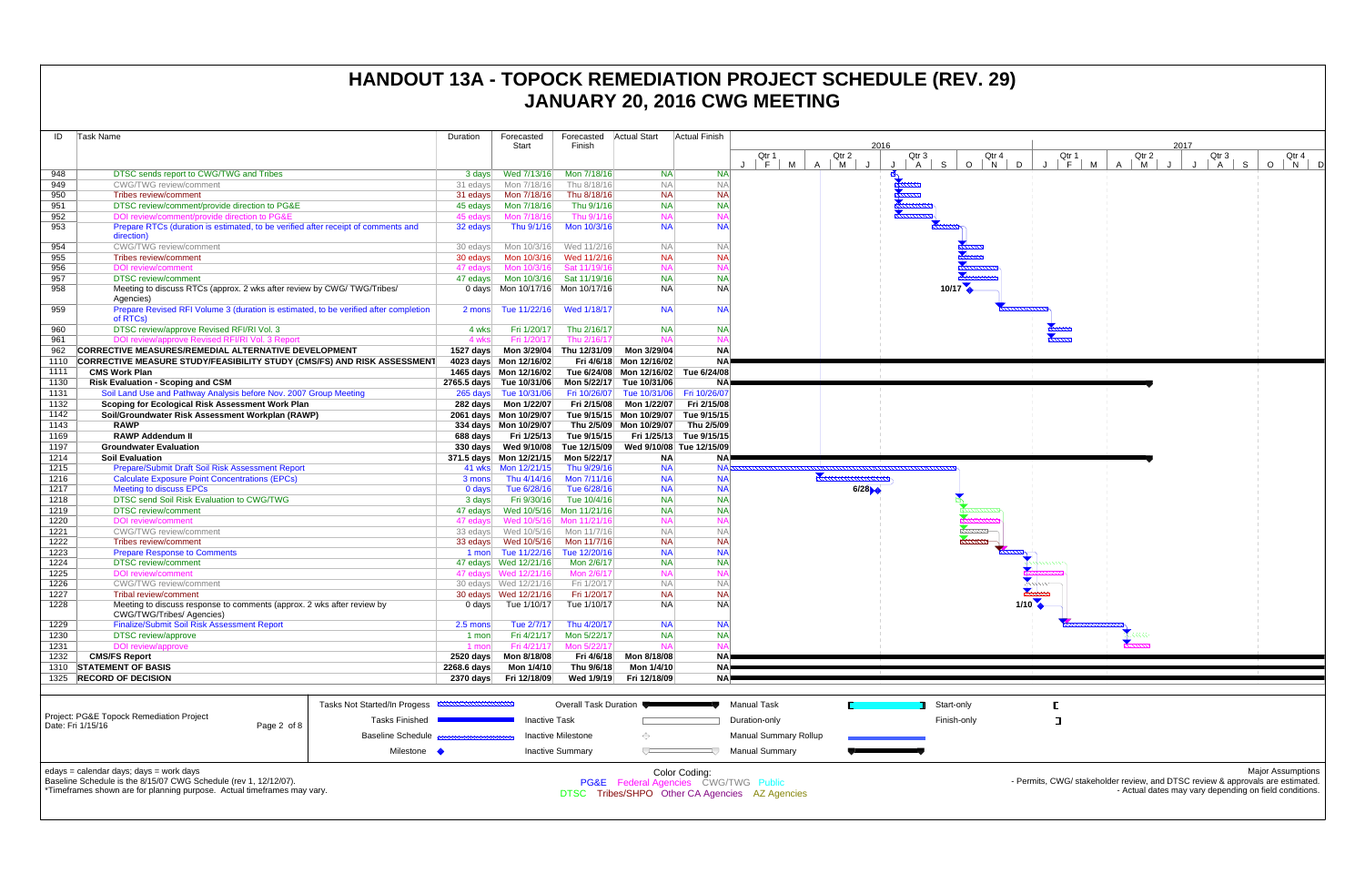# HANDOUT 13A - TOPOCK REMEDIATION PROJECT SCHEDULE (REV. 29)
# JANUARY 20, 2016 CWG MEETING

| ID | Task Name | Duration | Forecasted Start | Forecasted Finish | Actual Start | Actual Finish |
|---|---|---|---|---|---|---|
| 948 | DTSC sends report to CWG/TWG and Tribes | 3 days | Wed 7/13/16 | Mon 7/18/16 | NA | NA |
| 949 | CWG/TWG review/comment | 31 edays | Mon 7/18/16 | Thu 8/18/16 | NA | NA |
| 950 | Tribes review/comment | 31 edays | Mon 7/18/16 | Thu 8/18/16 | NA | NA |
| 951 | DTSC review/comment/provide direction to PG&E | 45 edays | Mon 7/18/16 | Thu 9/1/16 | NA | NA |
| 952 | DOI review/comment/provide direction to PG&E | 45 edays | Mon 7/18/16 | Thu 9/1/16 | NA | NA |
| 953 | Prepare RTCs (duration is estimated, to be verified after receipt of comments and direction) | 32 edays | Thu 9/1/16 | Mon 10/3/16 | NA | NA |
| 954 | CWG/TWG review/comment | 30 edays | Mon 10/3/16 | Wed 11/2/16 | NA | NA |
| 955 | Tribes review/comment | 30 edays | Mon 10/3/16 | Wed 11/2/16 | NA | NA |
| 956 | DOI review/comment | 47 edays | Mon 10/3/16 | Sat 11/19/16 | NA | NA |
| 957 | DTSC review/comment | 47 edays | Mon 10/3/16 | Sat 11/19/16 | NA | NA |
| 958 | Meeting to discuss RTCs (approx. 2 wks after review by CWG/ TWG/Tribes/ Agencies) | 0 days | Mon 10/17/16 | Mon 10/17/16 | NA | NA |
| 959 | Prepare Revised RFI Volume 3 (duration is estimated, to be verified after completion of RTCs) | 2 mons | Tue 11/22/16 | Wed 1/18/17 | NA | NA |
| 960 | DTSC review/approve Revised RFI/RI Vol. 3 | 4 wks | Fri 1/20/17 | Thu 2/16/17 | NA | NA |
| 961 | DOI review/approve Revised RFI/RI Vol. 3 Report | 4 wks | Fri 1/20/17 | Thu 2/16/17 | NA | NA |
| 962 | **CORRECTIVE MEASURES/REMEDIAL ALTERNATIVE DEVELOPMENT** | **1527 days** | **Mon 3/29/04** | **Thu 12/31/09** | **Mon 3/29/04** | **NA** |
| 1110 | **CORRECTIVE MEASURE STUDY/FEASIBILITY STUDY (CMS/FS) AND RISK ASSESSMENT** | **4023 days** | **Mon 12/16/02** | **Fri 4/6/18** | **Mon 12/16/02** | **NA** |
| 1111 | **CMS Work Plan** | **1465 days** | **Mon 12/16/02** | **Tue 6/24/08** | **Mon 12/16/02** | **Tue 6/24/08** |
| 1130 | **Risk Evaluation - Scoping and CSM** | **2765.5 days** | **Tue 10/31/06** | **Mon 5/22/17** | **Tue 10/31/06** | **NA** |
| 1131 | Soil Land Use and Pathway Analysis before Nov. 2007 Group Meeting | 265 days | Tue 10/31/06 | Fri 10/26/07 | Tue 10/31/06 | Fri 10/26/07 |
| 1132 | **Scoping for Ecological Risk Assessment Work Plan** | **282 days** | **Mon 1/22/07** | **Fri 2/15/08** | **Mon 1/22/07** | **Fri 2/15/08** |
| 1142 | **Soil/Groundwater Risk Assessment Workplan (RAWP)** | **2061 days** | **Mon 10/29/07** | **Tue 9/15/15** | **Mon 10/29/07** | **Tue 9/15/15** |
| 1143 | **RAWP** | **334 days** | **Mon 10/29/07** | **Thu 2/5/09** | **Mon 10/29/07** | **Thu 2/5/09** |
| 1169 | **RAWP Addendum II** | **688 days** | **Fri 1/25/13** | **Tue 9/15/15** | **Fri 1/25/13** | **Tue 9/15/15** |
| 1197 | **Groundwater Evaluation** | **330 days** | **Wed 9/10/08** | **Tue 12/15/09** | **Wed 9/10/08** | **Tue 12/15/09** |
| 1214 | **Soil Evaluation** | **371.5 days** | **Mon 12/21/15** | **Mon 5/22/17** | **NA** | **NA** |
| 1215 | Prepare/Submit Draft Soil Risk Assessment Report | 41 wks | Mon 12/21/15 | Thu 9/29/16 | NA | NA |
| 1216 | Calculate Exposure Point Concentrations (EPCs) | 3 mons | Thu 4/14/16 | Mon 7/11/16 | NA | NA |
| 1217 | Meeting to discuss EPCs | 0 days | Tue 6/28/16 | Tue 6/28/16 | NA | NA |
| 1218 | DTSC send Soil Risk Evaluation to CWG/TWG | 3 days | Fri 9/30/16 | Tue 10/4/16 | NA | NA |
| 1219 | DTSC review/comment | 47 edays | Wed 10/5/16 | Mon 11/21/16 | NA | NA |
| 1220 | DOI review/comment | 47 edays | Wed 10/5/16 | Mon 11/21/16 | NA | NA |
| 1221 | CWG/TWG review/comment | 33 edays | Wed 10/5/16 | Mon 11/7/16 | NA | NA |
| 1222 | Tribes review/comment | 33 edays | Wed 10/5/16 | Mon 11/7/16 | NA | NA |
| 1223 | Prepare Response to Comments | 1 mon | Tue 11/22/16 | Tue 12/20/16 | NA | NA |
| 1224 | DTSC review/comment | 47 edays | Wed 12/21/16 | Mon 2/6/17 | NA | NA |
| 1225 | DOI review/comment | 47 edays | Wed 12/21/16 | Mon 2/6/17 | NA | NA |
| 1226 | CWG/TWG review/comment | 30 edays | Wed 12/21/16 | Fri 1/20/17 | NA | NA |
| 1227 | Tribal review/comment | 30 edays | Wed 12/21/16 | Fri 1/20/17 | NA | NA |
| 1228 | Meeting to discuss response to comments (approx. 2 wks after review by CWG/TWG/Tribes/ Agencies) | 0 days | Tue 1/10/17 | Tue 1/10/17 | NA | NA |
| 1229 | Finalize/Submit Soil Risk Assessment Report | 2.5 mons | Tue 2/7/17 | Thu 4/20/17 | NA | NA |
| 1230 | DTSC review/approve | 1 mon | Fri 4/21/17 | Mon 5/22/17 | NA | NA |
| 1231 | DOI review/approve | 1 mon | Fri 4/21/17 | Mon 5/22/17 | NA | NA |
| 1232 | **CMS/FS Report** | **2520 days** | **Mon 8/18/08** | **Fri 4/6/18** | **Mon 8/18/08** | **NA** |
| 1310 | **STATEMENT OF BASIS** | **2268.6 days** | **Mon 1/4/10** | **Thu 9/6/18** | **Mon 1/4/10** | **NA** |
| 1325 | **RECORD OF DECISION** | **2370 days** | **Fri 12/18/09** | **Wed 1/9/19** | **Fri 12/18/09** | **NA** |

Project: PG&E Topock Remediation Project
Date: Fri 1/15/16

Legend: Tasks Not Started/In Progess; Tasks Finished; Baseline Schedule; Milestone; Overall Task Duration; Inactive Task; Inactive Milestone; Inactive Summary; Manual Task; Duration-only; Manual Summary Rollup; Manual Summary; Start-only; Finish-only

edays = calendar days; days = work days
Baseline Schedule is the 8/15/07 CWG Schedule (rev 1, 12/12/07).
*Timeframes shown are for planning purpose. Actual timeframes may vary.

Color Coding:
PG&E Federal Agencies CWG/TWG Public
DTSC Tribes/SHPO Other CA Agencies AZ Agencies

Major Assumptions
- Permits, CWG/ stakeholder review, and DTSC review & approvals are estimated.
- Actual dates may vary depending on field conditions.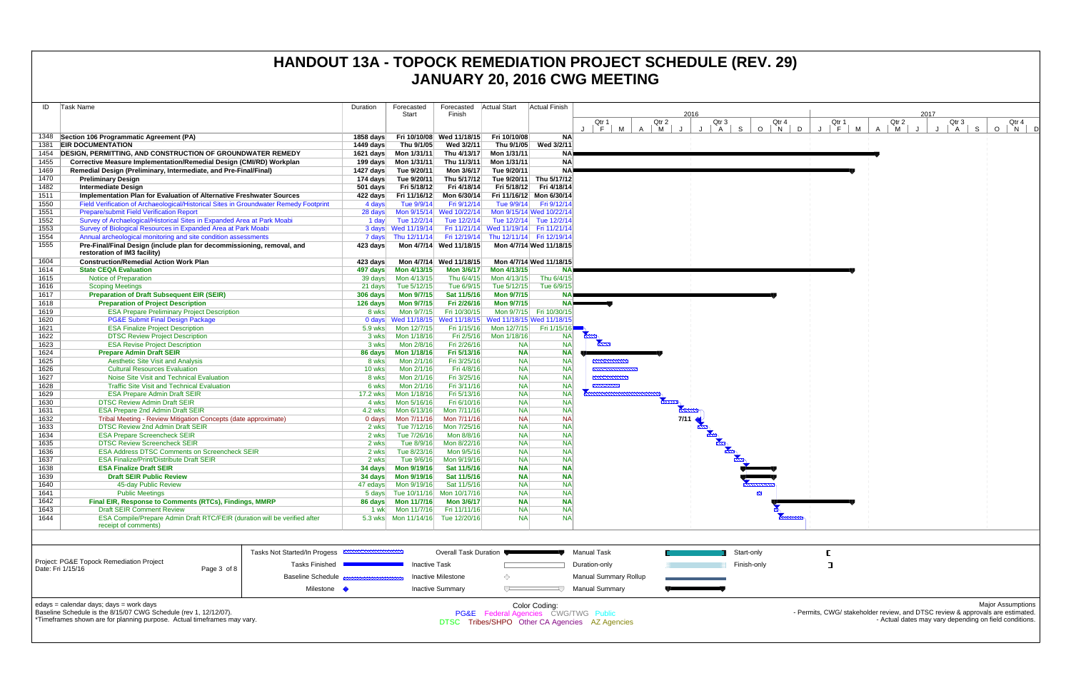# HANDOUT 13A - TOPOCK REMEDIATION PROJECT SCHEDULE (REV. 29)
# JANUARY 20, 2016 CWG MEETING

| ID | Task Name | Duration | Forecasted Start | Forecasted Finish | Actual Start | Actual Finish |
|---|---|---|---|---|---|---|
| 1348 | **Section 106 Programmatic Agreement (PA)** | **1858 days** | **Fri 10/10/08** | **Wed 11/18/15** | **Fri 10/10/08** | **NA** |
| 1381 | **EIR DOCUMENTATION** | **1449 days** | **Thu 9/1/05** | **Wed 3/2/11** | **Thu 9/1/05** | **Wed 3/2/11** |
| 1454 | **DESIGN, PERMITTING, AND CONSTRUCTION OF GROUNDWATER REMEDY** | **1621 days** | **Mon 1/31/11** | **Thu 4/13/17** | **Mon 1/31/11** | **NA** |
| 1455 | **Corrective Measure Implementation/Remedial Design (CMI/RD) Workplan** | **199 days** | **Mon 1/31/11** | **Thu 11/3/11** | **Mon 1/31/11** | **NA** |
| 1469 | **Remedial Design (Preliminary, Intermediate, and Pre-Final/Final)** | **1427 days** | **Tue 9/20/11** | **Mon 3/6/17** | **Tue 9/20/11** | **NA** |
| 1470 | **Preliminary Design** | **174 days** | **Tue 9/20/11** | **Thu 5/17/12** | **Tue 9/20/11** | **Thu 5/17/12** |
| 1482 | **Intermediate Design** | **501 days** | **Fri 5/18/12** | **Fri 4/18/14** | **Fri 5/18/12** | **Fri 4/18/14** |
| 1511 | **Implementation Plan for Evaluation of Alternative Freshwater Sources** | **422 days** | **Fri 11/16/12** | **Mon 6/30/14** | **Fri 11/16/12** | **Mon 6/30/14** |
| 1550 | Field Verification of Archaeological/Historical Sites in Groundwater Remedy Footprint | 4 days | Tue 9/9/14 | Fri 9/12/14 | Tue 9/9/14 | Fri 9/12/14 |
| 1551 | Prepare/submit Field Verification Report | 28 days | Mon 9/15/14 | Wed 10/22/14 | Mon 9/15/14 | Wed 10/22/14 |
| 1552 | Survey of Archaeological/Historical Sites in Expanded Area at Park Moabi | 1 day | Tue 12/2/14 | Tue 12/2/14 | Tue 12/2/14 | Tue 12/2/14 |
| 1553 | Survey of Biological Resources in Expanded Area at Park Moabi | 3 days | Wed 11/19/14 | Fri 11/21/14 | Wed 11/19/14 | Fri 11/21/14 |
| 1554 | Annual archeological monitoring and site condition assessments | 7 days | Thu 12/11/14 | Fri 12/19/14 | Thu 12/11/14 | Fri 12/19/14 |
| 1555 | **Pre-Final/Final Design (include plan for decommissioning, removal, and restoration of IM3 facility)** | **423 days** | **Mon 4/7/14** | **Wed 11/18/15** | **Mon 4/7/14** | **Wed 11/18/15** |
| 1604 | **Construction/Remedial Action Work Plan** | **423 days** | **Mon 4/7/14** | **Wed 11/18/15** | **Mon 4/7/14** | **Wed 11/18/15** |
| 1614 | **State CEQA Evaluation** | **497 days** | **Mon 4/13/15** | **Mon 3/6/17** | **Mon 4/13/15** | **NA** |
| 1615 | Notice of Preparation | 39 days | Mon 4/13/15 | Thu 6/4/15 | Mon 4/13/15 | Thu 6/4/15 |
| 1616 | Scoping Meetings | 21 days | Tue 5/12/15 | Tue 6/9/15 | Tue 5/12/15 | Tue 6/9/15 |
| 1617 | **Preparation of Draft Subsequent EIR (SEIR)** | **306 days** | **Mon 9/7/15** | **Sat 11/5/16** | **Mon 9/7/15** | **NA** |
| 1618 | **Preparation of Project Description** | **126 days** | **Mon 9/7/15** | **Fri 2/26/16** | **Mon 9/7/15** | **NA** |
| 1619 | ESA Prepare Preliminary Project Description | 8 wks | Mon 9/7/15 | Fri 10/30/15 | Mon 9/7/15 | Fri 10/30/15 |
| 1620 | PG&E Submit Final Design Package | 0 days | Wed 11/18/15 | Wed 11/18/15 | Wed 11/18/15 | Wed 11/18/15 |
| 1621 | ESA Finalize Project Description | 5.9 wks | Mon 12/7/15 | Fri 1/15/16 | Mon 12/7/15 | Fri 1/15/16 |
| 1622 | DTSC Review Project Description | 3 wks | Mon 1/18/16 | Fri 2/5/16 | Mon 1/18/16 | NA |
| 1623 | ESA Revise Project Description | 3 wks | Mon 2/8/16 | Fri 2/26/16 | NA | NA |
| 1624 | **Prepare Admin Draft SEIR** | **86 days** | **Mon 1/18/16** | **Fri 5/13/16** | **NA** | **NA** |
| 1625 | Aesthetic Site Visit and Analysis | 8 wks | Mon 2/1/16 | Fri 3/25/16 | NA | NA |
| 1626 | Cultural Resources Evaluation | 10 wks | Mon 2/1/16 | Fri 4/8/16 | NA | NA |
| 1627 | Noise Site Visit and Technical Evaluation | 8 wks | Mon 2/1/16 | Fri 3/25/16 | NA | NA |
| 1628 | Traffic Site Visit and Technical Evaluation | 6 wks | Mon 2/1/16 | Fri 3/11/16 | NA | NA |
| 1629 | ESA Prepare Admin Draft SEIR | 17.2 wks | Mon 1/18/16 | Fri 5/13/16 | NA | NA |
| 1630 | DTSC Review Admin Draft SEIR | 4 wks | Mon 5/16/16 | Fri 6/10/16 | NA | NA |
| 1631 | ESA Prepare 2nd Admin Draft SEIR | 4.2 wks | Mon 6/13/16 | Mon 7/11/16 | NA | NA |
| 1632 | Tribal Meeting - Review Mitigation Concepts (date approximate) | 0 days | Mon 7/11/16 | Mon 7/11/16 | NA | NA |
| 1633 | DTSC Review 2nd Admin Draft SEIR | 2 wks | Tue 7/12/16 | Mon 7/25/16 | NA | NA |
| 1634 | ESA Prepare Screencheck SEIR | 2 wks | Tue 7/26/16 | Mon 8/8/16 | NA | NA |
| 1635 | DTSC Review Screencheck SEIR | 2 wks | Tue 8/9/16 | Mon 8/22/16 | NA | NA |
| 1636 | ESA Address DTSC Comments on Screencheck SEIR | 2 wks | Tue 8/23/16 | Mon 9/5/16 | NA | NA |
| 1637 | ESA Finalize/Print/Distribute Draft SEIR | 2 wks | Tue 9/6/16 | Mon 9/19/16 | NA | NA |
| 1638 | **ESA Finalize Draft SEIR** | **34 days** | **Mon 9/19/16** | **Sat 11/5/16** | **NA** | **NA** |
| 1639 | **Draft SEIR Public Review** | **34 days** | **Mon 9/19/16** | **Sat 11/5/16** | **NA** | **NA** |
| 1640 | 45-day Public Review | 47 edays | Mon 9/19/16 | Sat 11/5/16 | NA | NA |
| 1641 | Public Meetings | 5 days | Tue 10/11/16 | Mon 10/17/16 | NA | NA |
| 1642 | **Final EIR, Response to Comments (RTCs), Findings, MMRP** | **86 days** | **Mon 11/7/16** | **Mon 3/6/17** | **NA** | **NA** |
| 1643 | Draft SEIR Comment Review | 1 wk | Mon 11/7/16 | Fri 11/11/16 | NA | NA |
| 1644 | ESA Compile/Prepare Admin Draft RTC/FEIR (duration will be verified after receipt of comments) | 5.3 wks | Mon 11/14/16 | Tue 12/20/16 | NA | NA |

Project: PG&E Topock Remediation Project
Date: Fri 1/15/16

Legend: Tasks Not Started/In Progess; Tasks Finished; Baseline Schedule; Milestone; Overall Task Duration; Inactive Task; Inactive Milestone; Inactive Summary; Manual Task; Duration-only; Manual Summary Rollup; Manual Summary; Start-only; Finish-only

edays = calendar days; days = work days
Baseline Schedule is the 8/15/07 CWG Schedule (rev 1, 12/12/07).
*Timeframes shown are for planning purpose. Actual timeframes may vary.

Color Coding:
PG&E Federal Agencies CWG/TWG Public
DTSC Tribes/SHPO Other CA Agencies AZ Agencies

Major Assumptions
- Permits, CWG/ stakeholder review, and DTSC review & approvals are estimated.
- Actual dates may vary depending on field conditions.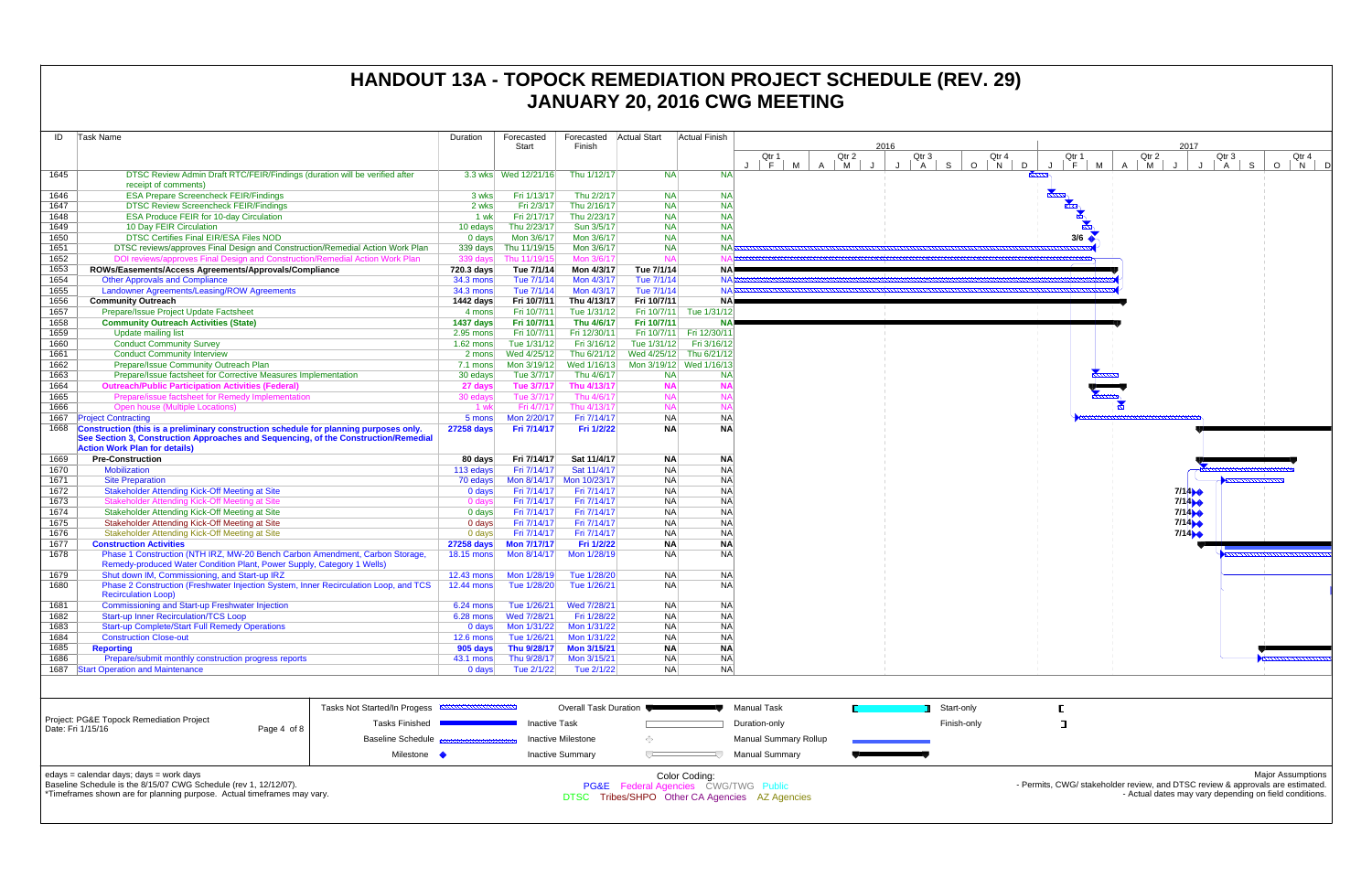# HANDOUT 13A - TOPOCK REMEDIATION PROJECT SCHEDULE (REV. 29)
# JANUARY 20, 2016 CWG MEETING

| ID | Task Name | Duration | Forecasted Start | Forecasted Finish | Actual Start | Actual Finish |
|---|---|---|---|---|---|---|
| 1645 | DTSC Review Admin Draft RTC/FEIR/Findings (duration will be verified after receipt of comments) | 3.3 wks | Wed 12/21/16 | Thu 1/12/17 | NA | NA |
| 1646 | ESA Prepare Screencheck FEIR/Findings | 3 wks | Fri 1/13/17 | Thu 2/2/17 | NA | NA |
| 1647 | DTSC Review Screencheck FEIR/Findings | 2 wks | Fri 2/3/17 | Thu 2/16/17 | NA | NA |
| 1648 | ESA Produce FEIR for 10-day Circulation | 1 wk | Fri 2/17/17 | Thu 2/23/17 | NA | NA |
| 1649 | 10 Day FEIR Circulation | 10 edays | Thu 2/23/17 | Sun 3/5/17 | NA | NA |
| 1650 | DTSC Certifies Final EIR/ESA Files NOD | 0 days | Mon 3/6/17 | Mon 3/6/17 | NA | NA |
| 1651 | DTSC reviews/approves Final Design and Construction/Remedial Action Work Plan | 339 days | Thu 11/19/15 | Mon 3/6/17 | NA | NA |
| 1652 | DOI reviews/approves Final Design and Construction/Remedial Action Work Plan | 339 days | Thu 11/19/15 | Mon 3/6/17 | NA | NA |
| 1653 | **ROWs/Easements/Access Agreements/Approvals/Compliance** | **720.3 days** | **Tue 7/1/14** | **Mon 4/3/17** | **Tue 7/1/14** | **NA** |
| 1654 | Other Approvals and Compliance | 34.3 mons | Tue 7/1/14 | Mon 4/3/17 | Tue 7/1/14 | NA |
| 1655 | Landowner Agreements/Leasing/ROW Agreements | 34.3 mons | Tue 7/1/14 | Mon 4/3/17 | Tue 7/1/14 | NA |
| 1656 | **Community Outreach** | **1442 days** | **Fri 10/7/11** | **Thu 4/13/17** | **Fri 10/7/11** | **NA** |
| 1657 | Prepare/Issue Project Update Factsheet | 4 mons | Fri 10/7/11 | Tue 1/31/12 | Fri 10/7/11 | Tue 1/31/12 |
| 1658 | **Community Outreach Activities (State)** | **1437 days** | **Fri 10/7/11** | **Thu 4/6/17** | **Fri 10/7/11** | **NA** |
| 1659 | Update mailing list | 2.95 mons | Fri 10/7/11 | Fri 12/30/11 | Fri 10/7/11 | Fri 12/30/11 |
| 1660 | Conduct Community Survey | 1.62 mons | Tue 1/31/12 | Fri 3/16/12 | Tue 1/31/12 | Fri 3/16/12 |
| 1661 | Conduct Community Interview | 2 mons | Wed 4/25/12 | Thu 6/21/12 | Wed 4/25/12 | Thu 6/21/12 |
| 1662 | Prepare/Issue Community Outreach Plan | 7.1 mons | Mon 3/19/12 | Wed 1/16/13 | Mon 3/19/12 | Wed 1/16/13 |
| 1663 | Prepare/Issue factsheet for Corrective Measures Implementation | 30 edays | Tue 3/7/17 | Thu 4/6/17 | NA | NA |
| 1664 | **Outreach/Public Participation Activities (Federal)** | **27 days** | **Tue 3/7/17** | **Thu 4/13/17** | **NA** | **NA** |
| 1665 | Prepare/issue factsheet for Remedy Implementation | 30 edays | Tue 3/7/17 | Thu 4/6/17 | NA | NA |
| 1666 | Open house (Multiple Locations) | 1 wk | Fri 4/7/17 | Thu 4/13/17 | NA | NA |
| 1667 | Project Contracting | 5 mons | Mon 2/20/17 | Fri 7/14/17 | NA | NA |
| 1668 | **Construction (this is a preliminary construction schedule for planning purposes only. See Section 3, Construction Approaches and Sequencing, of the Construction/Remedial Action Work Plan for details)** | **27258 days** | **Fri 7/14/17** | **Fri 1/2/22** | **NA** | **NA** |
| 1669 | **Pre-Construction** | **80 days** | **Fri 7/14/17** | **Sat 11/4/17** | **NA** | **NA** |
| 1670 | Mobilization | 113 edays | Fri 7/14/17 | Sat 11/4/17 | NA | NA |
| 1671 | Site Preparation | 70 edays | Mon 8/14/17 | Mon 10/23/17 | NA | NA |
| 1672 | Stakeholder Attending Kick-Off Meeting at Site | 0 days | Fri 7/14/17 | Fri 7/14/17 | NA | NA |
| 1673 | Stakeholder Attending Kick-Off Meeting at Site | 0 days | Fri 7/14/17 | Fri 7/14/17 | NA | NA |
| 1674 | Stakeholder Attending Kick-Off Meeting at Site | 0 days | Fri 7/14/17 | Fri 7/14/17 | NA | NA |
| 1675 | Stakeholder Attending Kick-Off Meeting at Site | 0 days | Fri 7/14/17 | Fri 7/14/17 | NA | NA |
| 1676 | Stakeholder Attending Kick-Off Meeting at Site | 0 days | Fri 7/14/17 | Fri 7/14/17 | NA | NA |
| 1677 | **Construction Activities** | **27258 days** | **Mon 7/17/17** | **Fri 1/2/22** | **NA** | **NA** |
| 1678 | Phase 1 Construction (NTH IRZ, MW-20 Bench Carbon Amendment, Carbon Storage, Remedy-produced Water Condition Plant, Power Supply, Category 1 Wells) | 18.15 mons | Mon 8/14/17 | Mon 1/28/19 | NA | NA |
| 1679 | Shut down IM, Commissioning, and Start-up IRZ | 12.43 mons | Mon 1/28/19 | Tue 1/28/20 | NA | NA |
| 1680 | Phase 2 Construction (Freshwater Injection System, Inner Recirculation Loop, and TCS Recirculation Loop) | 12.44 mons | Tue 1/28/20 | Tue 1/26/21 | NA | NA |
| 1681 | Commissioning and Start-up Freshwater Injection | 6.24 mons | Tue 1/26/21 | Wed 7/28/21 | NA | NA |
| 1682 | Start-up Inner Recirculation/TCS Loop | 6.28 mons | Wed 7/28/21 | Fri 1/28/22 | NA | NA |
| 1683 | Start-up Complete/Start Full Remedy Operations | 0 days | Mon 1/31/22 | Mon 1/31/22 | NA | NA |
| 1684 | Construction Close-out | 12.6 mons | Tue 1/26/21 | Mon 1/31/22 | NA | NA |
| 1685 | **Reporting** | **905 days** | **Thu 9/28/17** | **Mon 3/15/21** | **NA** | **NA** |
| 1686 | Prepare/submit monthly construction progress reports | 43.1 mons | Thu 9/28/17 | Mon 3/15/21 | NA | NA |
| 1687 | Start Operation and Maintenance | 0 days | Tue 2/1/22 | Tue 2/1/22 | NA | NA |

2016: Qtr 1 (J F M), Qtr 2 (A M J), Qtr 3 (J A S), Qtr 4 (O N D)
2017: Qtr 1 (J F M), Qtr 2 (A M J), Qtr 3 (J A S), Qtr 4 (O N D)

3/6
7/14
7/14
7/14
7/14
7/14

Project: PG&E Topock Remediation Project
Date: Fri 1/15/16

Legend: Tasks Not Started/In Progess; Tasks Finished; Baseline Schedule; Milestone; Overall Task Duration; Inactive Task; Inactive Milestone; Inactive Summary; Manual Task; Duration-only; Manual Summary Rollup; Manual Summary; Start-only; Finish-only

edays = calendar days; days = work days
Baseline Schedule is the 8/15/07 CWG Schedule (rev 1, 12/12/07).
*Timeframes shown are for planning purpose. Actual timeframes may vary.

Color Coding:
PG&E Federal Agencies CWG/TWG Public
DTSC Tribes/SHPO Other CA Agencies AZ Agencies

Major Assumptions
- Permits, CWG/ stakeholder review, and DTSC review & approvals are estimated.
- Actual dates may vary depending on field conditions.